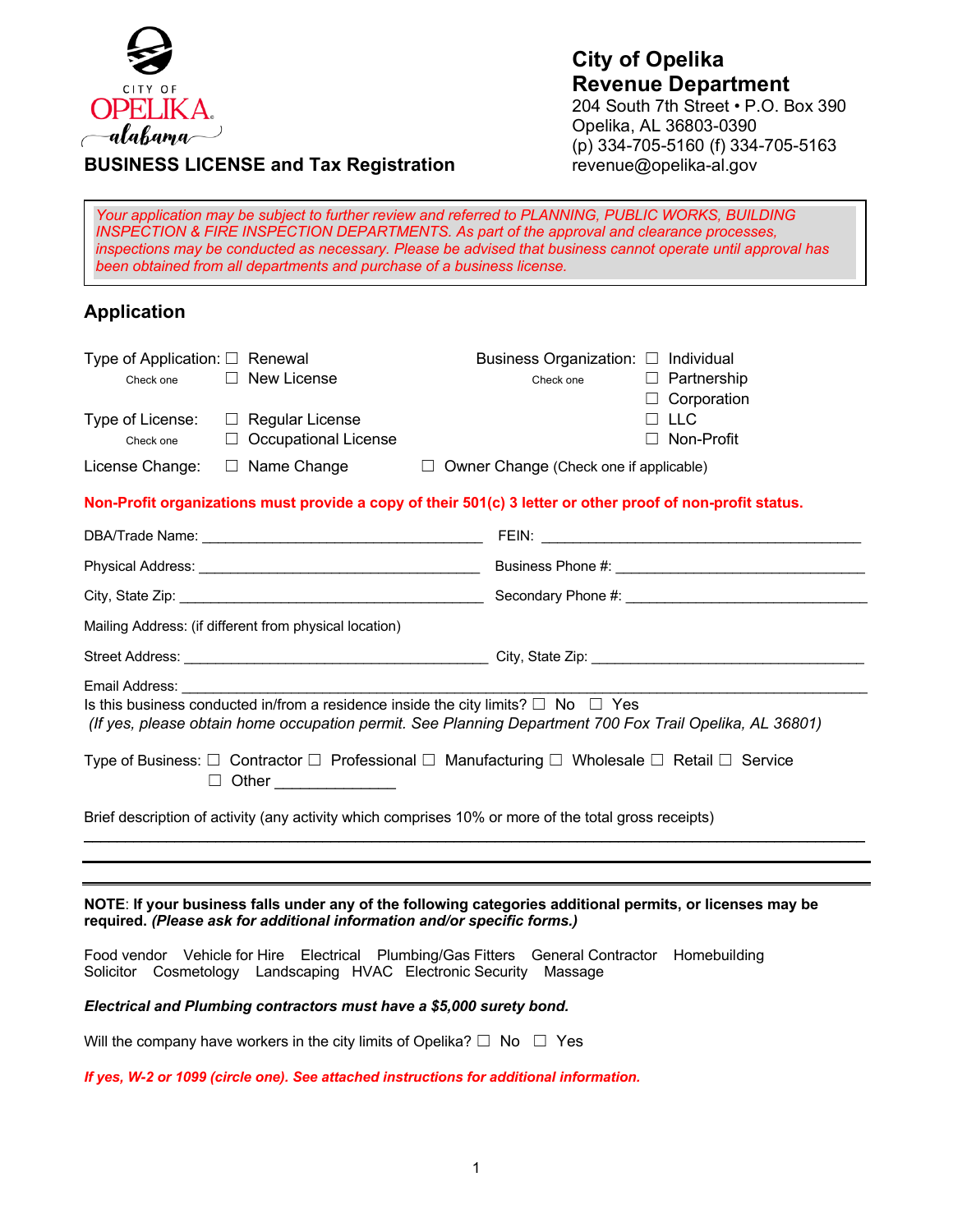CITY OF
OPELIKA
alabama

# BUSINESS LICENSE and Tax Registration

**City of Opelika**
**Revenue Department**
204 South 7th Street • P.O. Box 390
Opelika, AL 36803-0390
(p) 334-705-5160 (f) 334-705-5163
revenue@opelika-al.gov

*Your application may be subject to further review and referred to PLANNING, PUBLIC WORKS, BUILDING INSPECTION & FIRE INSPECTION DEPARTMENTS. As part of the approval and clearance processes, inspections may be conducted as necessary. Please be advised that business cannot operate until approval has been obtained from all departments and purchase of a business license.*

## Application

Type of Application: (Check one) ☐ Renewal ☐ New License

Business Organization: (Check one) ☐ Individual ☐ Partnership ☐ Corporation ☐ LLC ☐ Non-Profit

Type of License: (Check one) ☐ Regular License ☐ Occupational License

License Change: ☐ Name Change ☐ Owner Change (Check one if applicable)

**Non-Profit organizations must provide a copy of their 501(c) 3 letter or other proof of non-profit status.**

DBA/Trade Name: ___________________________________ FEIN: ___________________________________________

Physical Address: ___________________________________ Business Phone #: _______________________________

City, State Zip: _____________________________________ Secondary Phone #: ______________________________

Mailing Address: (if different from physical location)

Street Address: _____________________________________ City, State Zip: __________________________________

Email Address: _______________________________________________________________________________

Is this business conducted in/from a residence inside the city limits? ☐ No ☐ Yes

*(If yes, please obtain home occupation permit. See Planning Department 700 Fox Trail Opelika, AL 36801)*

Type of Business: ☐ Contractor ☐ Professional ☐ Manufacturing ☐ Wholesale ☐ Retail ☐ Service ☐ Other ______________

Brief description of activity (any activity which comprises 10% or more of the total gross receipts)

_______________________________________________________________________________

_______________________________________________________________________________

**NOTE: If your business falls under any of the following categories additional permits, or licenses may be required. *(Please ask for additional information and/or specific forms.)***

Food vendor Vehicle for Hire Electrical Plumbing/Gas Fitters General Contractor Homebuilding Solicitor Cosmetology Landscaping HVAC Electronic Security Massage

***Electrical and Plumbing contractors must have a $5,000 surety bond.***

Will the company have workers in the city limits of Opelika? ☐ No ☐ Yes

***If yes, W-2 or 1099 (circle one). See attached instructions for additional information.***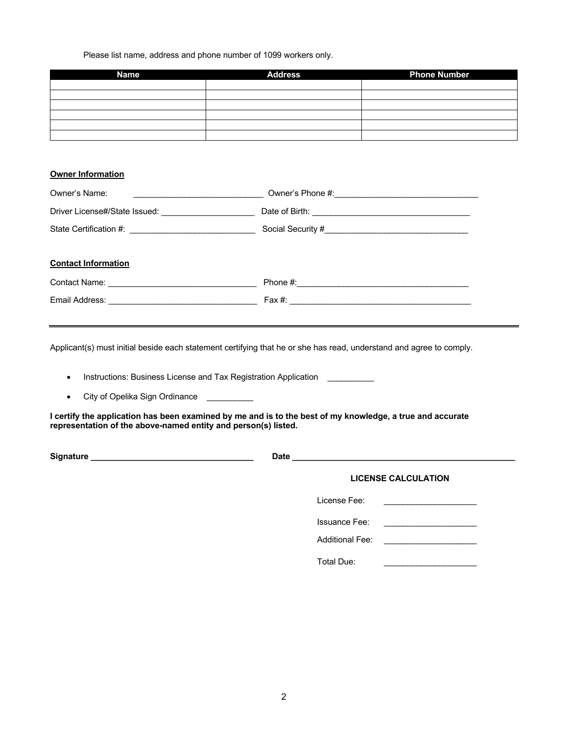Please list name, address and phone number of 1099 workers only.

| Name | Address | Phone Number |
| --- | --- | --- |
| | | |
| | | |
| | | |
| | | |
| | | |
| | | |

**Owner Information**

Owner's Name: ____________________________ Owner's Phone #: ______________________________

Driver License#/State Issued: ____________________ Date of Birth: __________________________________

State Certification #: ___________________________ Social Security #_______________________________

**Contact Information**

Contact Name: ________________________________ Phone #: _____________________________________

Email Address: ________________________________ Fax #: _______________________________________

---

Applicant(s) must initial beside each statement certifying that he or she has read, understand and agree to comply.

- Instructions: Business License and Tax Registration Application __________
- City of Opelika Sign Ordinance __________

**I certify the application has been examined by me and is to the best of my knowledge, a true and accurate representation of the above-named entity and person(s) listed.**

**Signature** ___________________________________ **Date** ___________________________________________________

**LICENSE CALCULATION**

License Fee: ____________________

Issuance Fee: ____________________

Additional Fee: ____________________

Total Due: ____________________